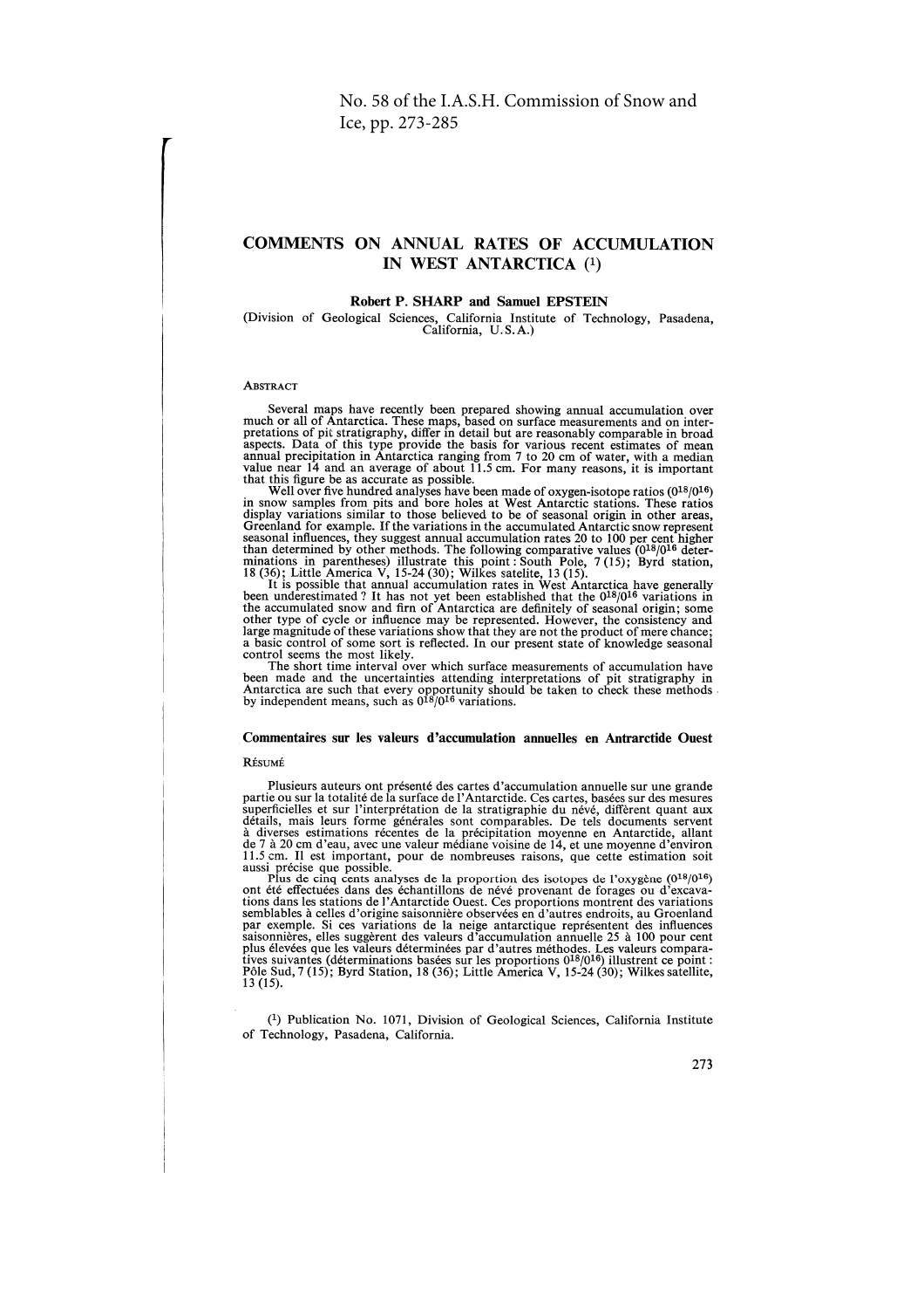No. 58 of the I.A.S.H. Commission of Snow and Ice, pp. 273-285

# COMMENTS ON ANNUAL RATES OF ACCUMULATION IN WEST ANTARCTICA [1]

**Robert P. SHARP and Samuel EPSTEIN**

(Division of Geological Sciences, California Institute of Technology, Pasadena, California, U.S.A.)

## ABSTRACT

Several maps have recently been prepared showing annual accumulation over much or all of Antarctica. These maps, based on surface measurements and on interpretations of pit stratigraphy, differ in detail but are reasonably comparable in broad aspects. Data of this type provide the basis for various recent estimates of mean annual precipitation in Antarctica ranging from 7 to 20 cm of water, with a median value near 14 and an average of about 11.5 cm. For many reasons, it is important that this figure be as accurate as possible.

Well over five hundred analyses have been made of oxygen-isotope ratios ($O^{18}/O^{16}$) in snow samples from pits and bore holes at West Antarctic stations. These ratios display variations similar to those believed to be of seasonal origin in other areas, Greenland for example. If the variations in the accumulated Antarctic snow represent seasonal influences, they suggest annual accumulation rates 20 to 100 per cent higher than determined by other methods. The following comparative values ($O^{18}/O^{16}$ determinations in parentheses) illustrate this point: South Pole, 7 (15); Byrd station, 18 (36); Little America V, 15-24 (30); Wilkes satelite, 13 (15).

It is possible that annual accumulation rates in West Antarctica have generally been underestimated ? It has not yet been established that the $O^{18}/O^{16}$ variations in the accumulated snow and firn of Antarctica are definitely of seasonal origin; some other type of cycle or influence may be represented. However, the consistency and large magnitude of these variations show that they are not the product of mere chance; a basic control of some sort is reflected. In our present state of knowledge seasonal control seems the most likely.

The short time interval over which surface measurements of accumulation have been made and the uncertainties attending interpretations of pit stratigraphy in Antarctica are such that every opportunity should be taken to check these methods by independent means, such as $O^{18}/O^{16}$ variations.

## Commentaires sur les valeurs d'accumulation annuelles en Antrarctide Ouest

### RÉSUMÉ

Plusieurs auteurs ont présenté des cartes d'accumulation annuelle sur une grande partie ou sur la totalité de la surface de l'Antarctide. Ces cartes, basées sur des mesures superficielles et sur l'interprétation de la stratigraphie du névé, diffèrent quant aux détails, mais leurs forme générales sont comparables. De tels documents servent à diverses estimations récentes de la précipitation moyenne en Antarctide, allant de 7 à 20 cm d'eau, avec une valeur médiane voisine de 14, et une moyenne d'environ 11.5 cm. Il est important, pour de nombreuses raisons, que cette estimation soit aussi précise que possible.

Plus de cinq cents analyses de la proportion des isotopes de l'oxygène ($O^{18}/O^{16}$) ont été effectuées dans des échantillons de névé provenant de forages ou d'excavations dans les stations de l'Antarctide Ouest. Ces proportions montrent des variations semblables à celles d'origine saisonnière observées en d'autres endroits, au Groenland par exemple. Si ces variations de la neige antarctique représentent des influences saisonnières, elles suggèrent des valeurs d'accumulation annuelle 25 à 100 pour cent plus élevées que les valeurs déterminées par d'autres méthodes. Les valeurs comparatives suivantes (déterminations basées sur les proportions $O^{18}/O^{16}$) illustrent ce point : Pôle Sud, 7 (15); Byrd Station, 18 (36); Little America V, 15-24 (30); Wilkes satellite, 13 (15).

[1] Publication No. 1071, Division of Geological Sciences, California Institute of Technology, Pasadena, California.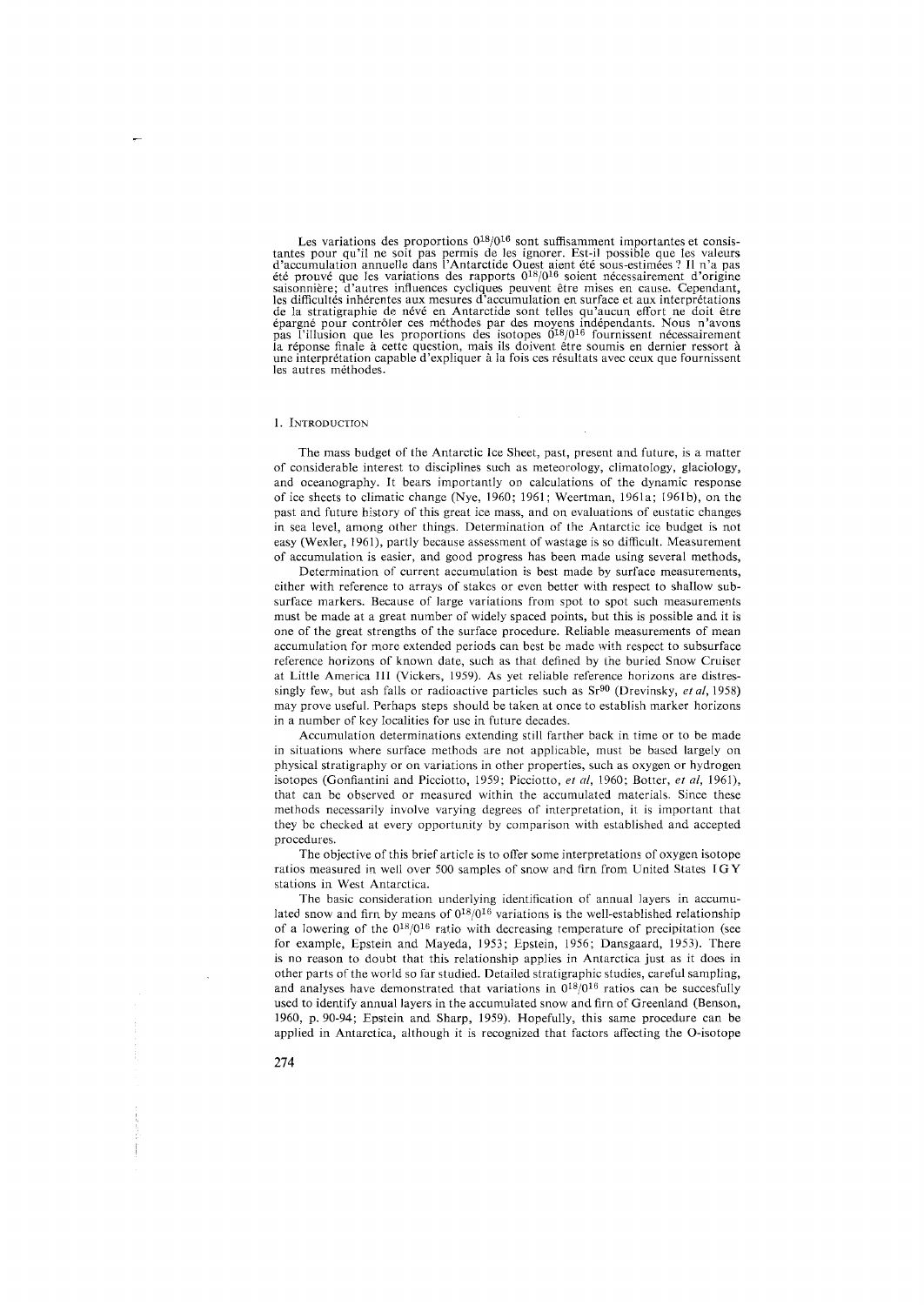Les variations des proportions $O^{18}/O^{16}$ sont suffisamment importantes et consistantes pour qu'il ne soit pas permis de les ignorer. Est-il possible que les valeurs d'accumulation annuelle dans l'Antarctide Ouest aient été sous-estimées ? Il n'a pas été prouvé que les variations des rapports $O^{18}/O^{16}$ soient nécessairement d'origine saisonnière; d'autres influences cycliques peuvent être mises en cause. Cependant, les difficultés inhérentes aux mesures d'accumulation en surface et aux interprétations de la stratigraphie de névé en Antarctide sont telles qu'aucun effort ne doit être épargné pour contrôler ces méthodes par des moyens indépendants. Nous n'avons pas l'illusion que les proportions des isotopes $O^{18}/O^{16}$ fournissent nécessairement la réponse finale à cette question, mais ils doivent être soumis en dernier ressort à une interprétation capable d'expliquer à la fois ces résultats avec ceux que fournissent les autres méthodes.

## 1. Introduction

The mass budget of the Antarctic Ice Sheet, past, present and future, is a matter of considerable interest to disciplines such as meteorology, climatology, glaciology, and oceanography. It bears importantly on calculations of the dynamic response of ice sheets to climatic change (Nye, 1960; 1961; Weertman, 1961a; 1961b), on the past and future history of this great ice mass, and on evaluations of eustatic changes in sea level, among other things. Determination of the Antarctic ice budget is not easy (Wexler, 1961), partly because assessment of wastage is so difficult. Measurement of accumulation is easier, and good progress has been made using several methods,

Determination of current accumulation is best made by surface measurements, either with reference to arrays of stakes or even better with respect to shallow subsurface markers. Because of large variations from spot to spot such measurements must be made at a great number of widely spaced points, but this is possible and it is one of the great strengths of the surface procedure. Reliable measurements of mean accumulation for more extended periods can best be made with respect to subsurface reference horizons of known date, such as that defined by the buried Snow Cruiser at Little America III (Vickers, 1959). As yet reliable reference horizons are distressingly few, but ash falls or radioactive particles such as $Sr^{90}$ (Drevinsky, *et al*, 1958) may prove useful. Perhaps steps should be taken at once to establish marker horizons in a number of key localities for use in future decades.

Accumulation determinations extending still farther back in time or to be made in situations where surface methods are not applicable, must be based largely on physical stratigraphy or on variations in other properties, such as oxygen or hydrogen isotopes (Gonfiantini and Picciotto, 1959; Picciotto, *et al*, 1960; Botter, *et al*, 1961), that can be observed or measured within the accumulated materials. Since these methods necessarily involve varying degrees of interpretation, it is important that they be checked at every opportunity by comparison with established and accepted procedures.

The objective of this brief article is to offer some interpretations of oxygen isotope ratios measured in well over 500 samples of snow and firn from United States IGY stations in West Antarctica.

The basic consideration underlying identification of annual layers in accumulated snow and firn by means of $O^{18}/O^{16}$ variations is the well-established relationship of a lowering of the $O^{18}/O^{16}$ ratio with decreasing temperature of precipitation (see for example, Epstein and Mayeda, 1953; Epstein, 1956; Dansgaard, 1953). There is no reason to doubt that this relationship applies in Antarctica just as it does in other parts of the world so far studied. Detailed stratigraphic studies, careful sampling, and analyses have demonstrated that variations in $O^{18}/O^{16}$ ratios can be succesfully used to identify annual layers in the accumulated snow and firn of Greenland (Benson, 1960, p. 90-94; Epstein and Sharp, 1959). Hopefully, this same procedure can be applied in Antarctica, although it is recognized that factors affecting the O-isotope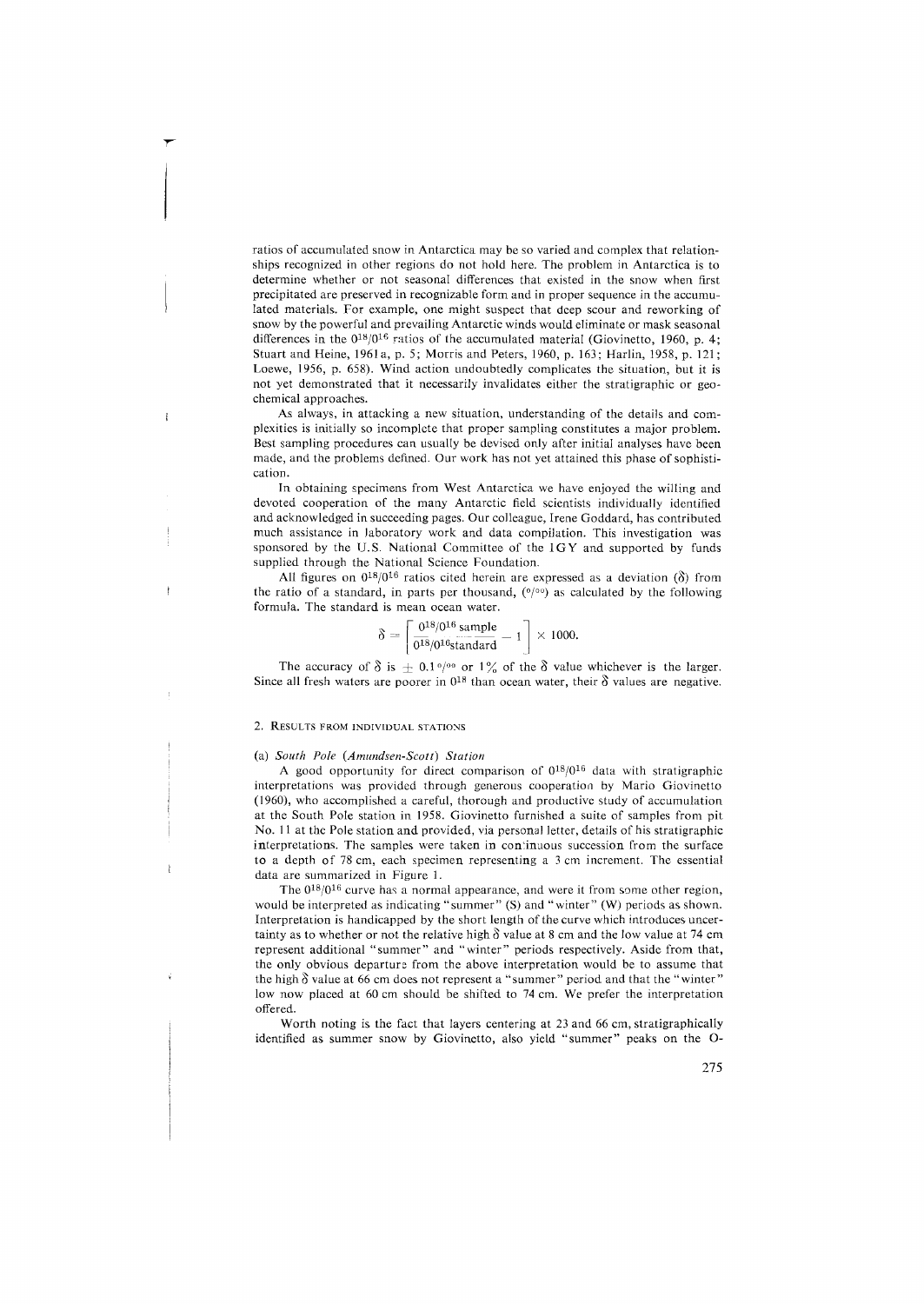ratios of accumulated snow in Antarctica may be so varied and complex that relationships recognized in other regions do not hold here. The problem in Antarctica is to determine whether or not seasonal differences that existed in the snow when first precipitated are preserved in recognizable form and in proper sequence in the accumulated materials. For example, one might suspect that deep scour and reworking of snow by the powerful and prevailing Antarctic winds would eliminate or mask seasonal differences in the $O^{18}/O^{16}$ ratios of the accumulated material (Giovinetto, 1960, p. 4; Stuart and Heine, 1961a, p. 5; Morris and Peters, 1960, p. 163; Harlin, 1958, p. 121; Loewe, 1956, p. 658). Wind action undoubtedly complicates the situation, but it is not yet demonstrated that it necessarily invalidates either the stratigraphic or geochemical approaches.

As always, in attacking a new situation, understanding of the details and complexities is initially so incomplete that proper sampling constitutes a major problem. Best sampling procedures can usually be devised only after initial analyses have been made, and the problems defined. Our work has not yet attained this phase of sophistication.

In obtaining specimens from West Antarctica we have enjoyed the willing and devoted cooperation of the many Antarctic field scientists individually identified and acknowledged in succeeding pages. Our colleague, Irene Goddard, has contributed much assistance in laboratory work and data compilation. This investigation was sponsored by the U.S. National Committee of the IGY and supported by funds supplied through the National Science Foundation.

All figures on $O^{18}/O^{16}$ ratios cited herein are expressed as a deviation ($\delta$) from the ratio of a standard, in parts per thousand, (°/°°) as calculated by the following formula. The standard is mean ocean water.

$$\delta = \left[ \frac{O^{18}/O^{16}\,\text{sample}}{O^{18}/O^{16}\text{standard}} - 1 \right] \times 1000.$$

The accuracy of $\delta$ is $\pm$ 0.1°/°° or 1% of the $\delta$ value whichever is the larger. Since all fresh waters are poorer in $O^{18}$ than ocean water, their $\delta$ values are negative.

## 2. Results from individual stations

### (a) *South Pole (Amundsen-Scott) Station*

A good opportunity for direct comparison of $O^{18}/O^{16}$ data with stratigraphic interpretations was provided through generous cooperation by Mario Giovinetto (1960), who accomplished a careful, thorough and productive study of accumulation at the South Pole station in 1958. Giovinetto furnished a suite of samples from pit No. 11 at the Pole station and provided, via personal letter, details of his stratigraphic interpretations. The samples were taken in continuous succession from the surface to a depth of 78 cm, each specimen representing a 3 cm increment. The essential data are summarized in Figure 1.

The $O^{18}/O^{16}$ curve has a normal appearance, and were it from some other region, would be interpreted as indicating "summer" (S) and "winter" (W) periods as shown. Interpretation is handicapped by the short length of the curve which introduces uncertainty as to whether or not the relative high $\delta$ value at 8 cm and the low value at 74 cm represent additional "summer" and "winter" periods respectively. Aside from that, the only obvious departure from the above interpretation would be to assume that the high $\delta$ value at 66 cm does not represent a "summer" period and that the "winter" low now placed at 60 cm should be shifted to 74 cm. We prefer the interpretation offered.

Worth noting is the fact that layers centering at 23 and 66 cm, stratigraphically identified as summer snow by Giovinetto, also yield "summer" peaks on the O-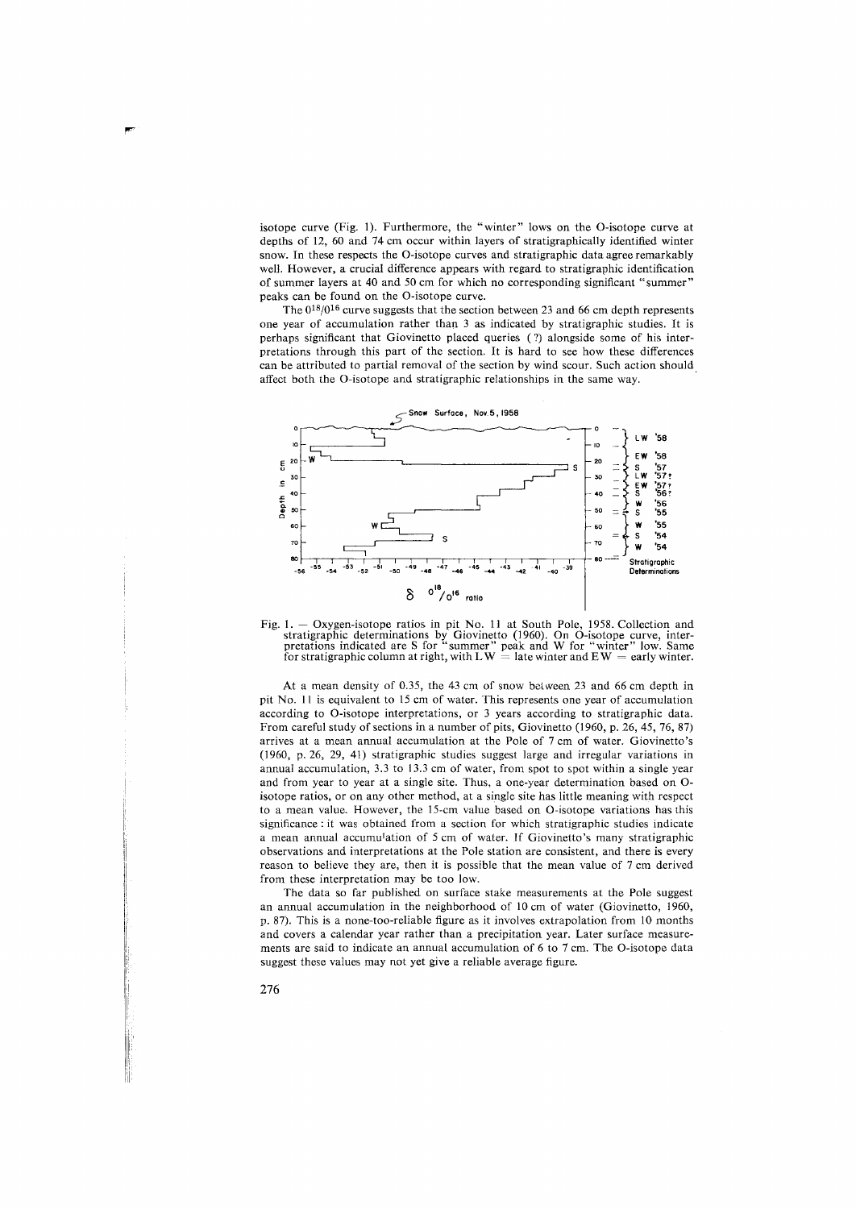isotope curve (Fig. 1). Furthermore, the "winter" lows on the O-isotope curve at depths of 12, 60 and 74 cm occur within layers of stratigraphically identified winter snow. In these respects the O-isotope curves and stratigraphic data agree remarkably well. However, a crucial difference appears with regard to stratigraphic identification of summer layers at 40 and 50 cm for which no corresponding significant "summer" peaks can be found on the O-isotope curve.

The $O^{18}/O^{16}$ curve suggests that the section between 23 and 66 cm depth represents one year of accumulation rather than 3 as indicated by stratigraphic studies. It is perhaps significant that Giovinetto placed queries (?) alongside some of his interpretations through this part of the section. It is hard to see how these differences can be attributed to partial removal of the section by wind scour. Such action should affect both the O-isotope and stratigraphic relationships in the same way.

Fig. 1. — Oxygen-isotope ratios in pit No. 11 at South Pole, 1958. Collection and stratigraphic determinations by Giovinetto (1960). On O-isotope curve, interpretations indicated are S for "summer" peak and W for "winter" low. Same for stratigraphic column at right, with LW = late winter and EW = early winter.

At a mean density of 0.35, the 43 cm of snow between 23 and 66 cm depth in pit No. 11 is equivalent to 15 cm of water. This represents one year of accumulation according to O-isotope interpretations, or 3 years according to stratigraphic data. From careful study of sections in a number of pits, Giovinetto (1960, p. 26, 45, 76, 87) arrives at a mean annual accumulation at the Pole of 7 cm of water. Giovinetto's (1960, p. 26, 29, 41) stratigraphic studies suggest large and irregular variations in annual accumulation, 3.3 to 13.3 cm of water, from spot to spot within a single year and from year to year at a single site. Thus, a one-year determination based on O-isotope ratios, or on any other method, at a single site has little meaning with respect to a mean value. However, the 15-cm value based on O-isotope variations has this significance: it was obtained from a section for which stratigraphic studies indicate a mean annual accumulation of 5 cm of water. If Giovinetto's many stratigraphic observations and interpretations at the Pole station are consistent, and there is every reason to believe they are, then it is possible that the mean value of 7 cm derived from these interpretation may be too low.

The data so far published on surface stake measurements at the Pole suggest an annual accumulation in the neighborhood of 10 cm of water (Giovinetto, 1960, p. 87). This is a none-too-reliable figure as it involves extrapolation from 10 months and covers a calendar year rather than a precipitation year. Later surface measurements are said to indicate an annual accumulation of 6 to 7 cm. The O-isotope data suggest these values may not yet give a reliable average figure.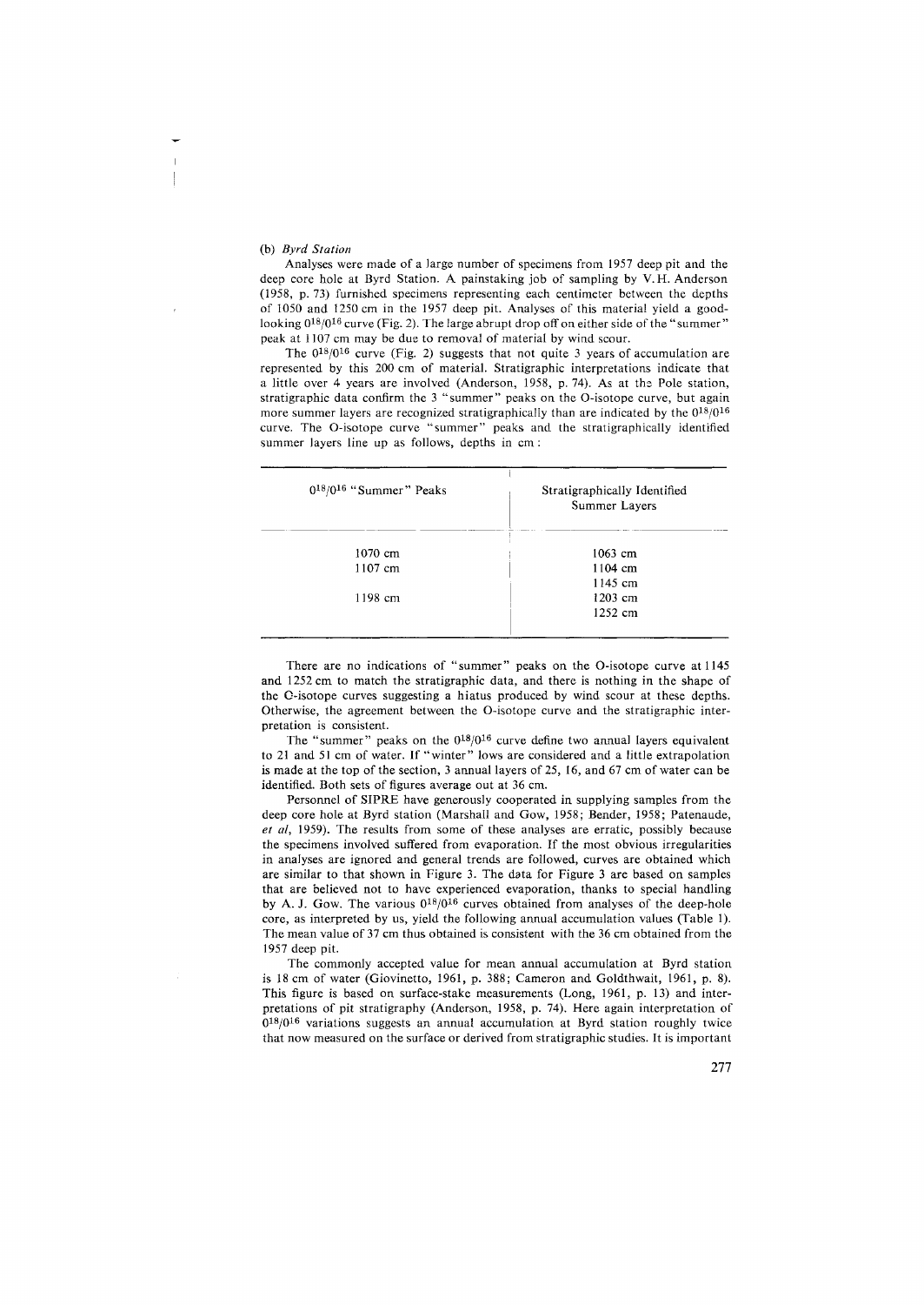(b) *Byrd Station*

Analyses were made of a large number of specimens from 1957 deep pit and the deep core hole at Byrd Station. A painstaking job of sampling by V. H. Anderson (1958, p. 73) furnished specimens representing each centimeter between the depths of 1050 and 1250 cm in the 1957 deep pit. Analyses of this material yield a good-looking $O^{18}/O^{16}$ curve (Fig. 2). The large abrupt drop off on either side of the "summer" peak at 1107 cm may be due to removal of material by wind scour.

The $O^{18}/O^{16}$ curve (Fig. 2) suggests that not quite 3 years of accumulation are represented by this 200 cm of material. Stratigraphic interpretations indicate that a little over 4 years are involved (Anderson, 1958, p. 74). As at the Pole station, stratigraphic data confirm the 3 "summer" peaks on the O-isotope curve, but again more summer layers are recognized stratigraphically than are indicated by the $O^{18}/O^{16}$ curve. The O-isotope curve "summer" peaks and the stratigraphically identified summer layers line up as follows, depths in cm:

| $O^{18}/O^{16}$ "Summer" Peaks | Stratigraphically Identified Summer Layers |
|---|---|
| 1070 cm | 1063 cm |
| 1107 cm | 1104 cm |
| | 1145 cm |
| 1198 cm | 1203 cm |
| | 1252 cm |

There are no indications of "summer" peaks on the O-isotope curve at 1145 and 1252 cm to match the stratigraphic data, and there is nothing in the shape of the O-isotope curves suggesting a hiatus produced by wind scour at these depths. Otherwise, the agreement between the O-isotope curve and the stratigraphic interpretation is consistent.

The "summer" peaks on the $O^{18}/O^{16}$ curve define two annual layers equivalent to 21 and 51 cm of water. If "winter" lows are considered and a little extrapolation is made at the top of the section, 3 annual layers of 25, 16, and 67 cm of water can be identified. Both sets of figures average out at 36 cm.

Personnel of SIPRE have generously cooperated in supplying samples from the deep core hole at Byrd station (Marshall and Gow, 1958; Bender, 1958; Patenaude, *et al*, 1959). The results from some of these analyses are erratic, possibly because the specimens involved suffered from evaporation. If the most obvious irregularities in analyses are ignored and general trends are followed, curves are obtained which are similar to that shown in Figure 3. The data for Figure 3 are based on samples that are believed not to have experienced evaporation, thanks to special handling by A. J. Gow. The various $O^{18}/O^{16}$ curves obtained from analyses of the deep-hole core, as interpreted by us, yield the following annual accumulation values (Table 1). The mean value of 37 cm thus obtained is consistent with the 36 cm obtained from the 1957 deep pit.

The commonly accepted value for mean annual accumulation at Byrd station is 18 cm of water (Giovinetto, 1961, p. 388; Cameron and Goldthwait, 1961, p. 8). This figure is based on surface-stake measurements (Long, 1961, p. 13) and interpretations of pit stratigraphy (Anderson, 1958, p. 74). Here again interpretation of $O^{18}/O^{16}$ variations suggests an annual accumulation at Byrd station roughly twice that now measured on the surface or derived from stratigraphic studies. It is important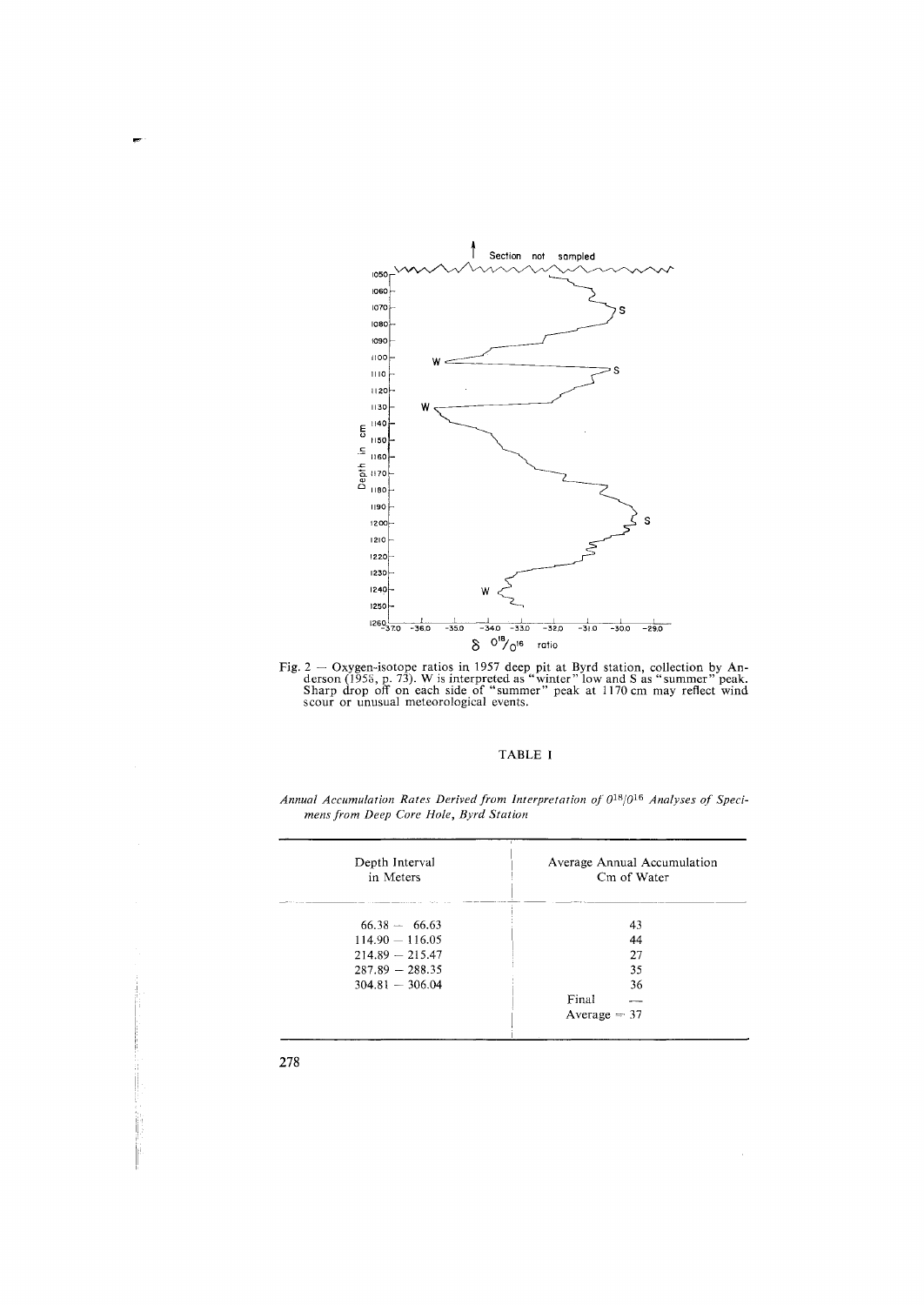Fig. 2 — Oxygen-isotope ratios in 1957 deep pit at Byrd station, collection by Anderson (1958, p. 73). W is interpreted as "winter" low and S as "summer" peak. Sharp drop off on each side of "summer" peak at 1170 cm may reflect wind scour or unusual meteorological events.

TABLE I

*Annual Accumulation Rates Derived from Interpretation of $O^{18}/O^{16}$ Analyses of Specimens from Deep Core Hole, Byrd Station*

| Depth Interval in Meters | Average Annual Accumulation Cm of Water |
|---|---|
| 66.38 — 66.63 | 43 |
| 114.90 — 116.05 | 44 |
| 214.89 — 215.47 | 27 |
| 287.89 — 288.35 | 35 |
| 304.81 — 306.04 | 36 |
| | Final Average = 37 |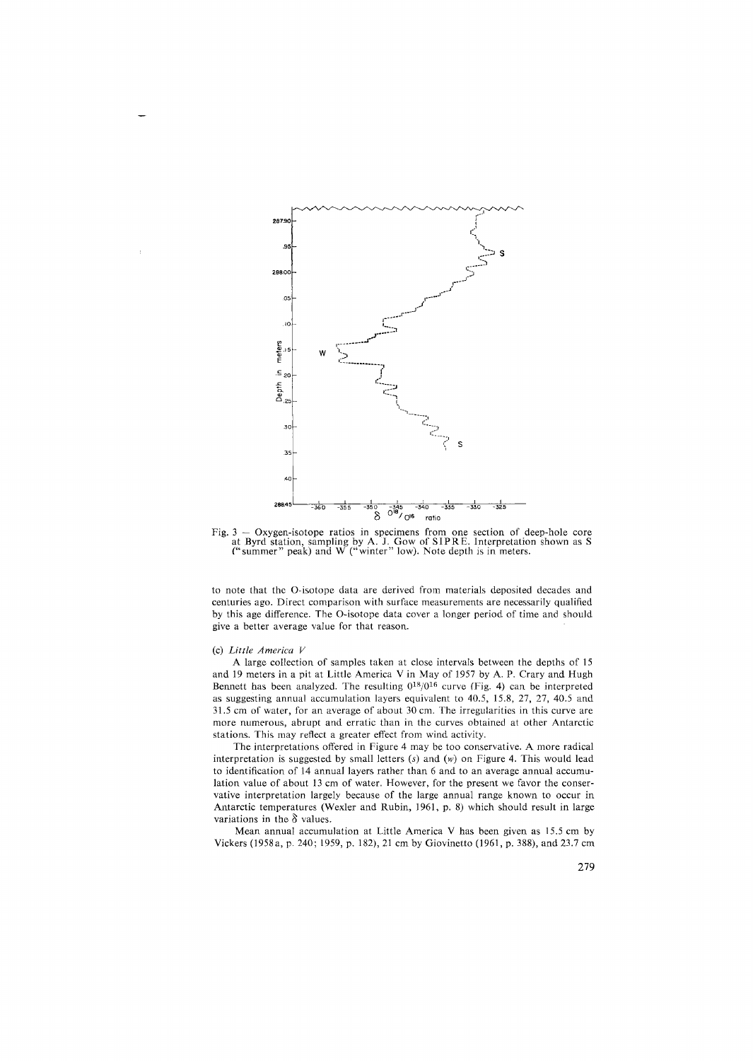Fig. 3 — Oxygen-isotope ratios in specimens from one section of deep-hole core at Byrd station, sampling by A. J. Gow of SIPRE. Interpretation shown as S ("summer" peak) and W ("winter" low). Note depth is in meters.

to note that the O-isotope data are derived from materials deposited decades and centuries ago. Direct comparison with surface measurements are necessarily qualified by this age difference. The O-isotope data cover a longer period of time and should give a better average value for that reason.

(c) *Little America V*

A large collection of samples taken at close intervals between the depths of 15 and 19 meters in a pit at Little America V in May of 1957 by A. P. Crary and Hugh Bennett has been analyzed. The resulting $O^{18}/O^{16}$ curve (Fig. 4) can be interpreted as suggesting annual accumulation layers equivalent to 40.5, 15.8, 27, 27, 40.5 and 31.5 cm of water, for an average of about 30 cm. The irregularities in this curve are more numerous, abrupt and erratic than in the curves obtained at other Antarctic stations. This may reflect a greater effect from wind activity.

The interpretations offered in Figure 4 may be too conservative. A more radical interpretation is suggested by small letters (*s*) and (*w*) on Figure 4. This would lead to identification of 14 annual layers rather than 6 and to an average annual accumulation value of about 13 cm of water. However, for the present we favor the conservative interpretation largely because of the large annual range known to occur in Antarctic temperatures (Wexler and Rubin, 1961, p. 8) which should result in large variations in the $\delta$ values.

Mean annual accumulation at Little America V has been given as 15.5 cm by Vickers (1958a, p. 240; 1959, p. 182), 21 cm by Giovinetto (1961, p. 388), and 23.7 cm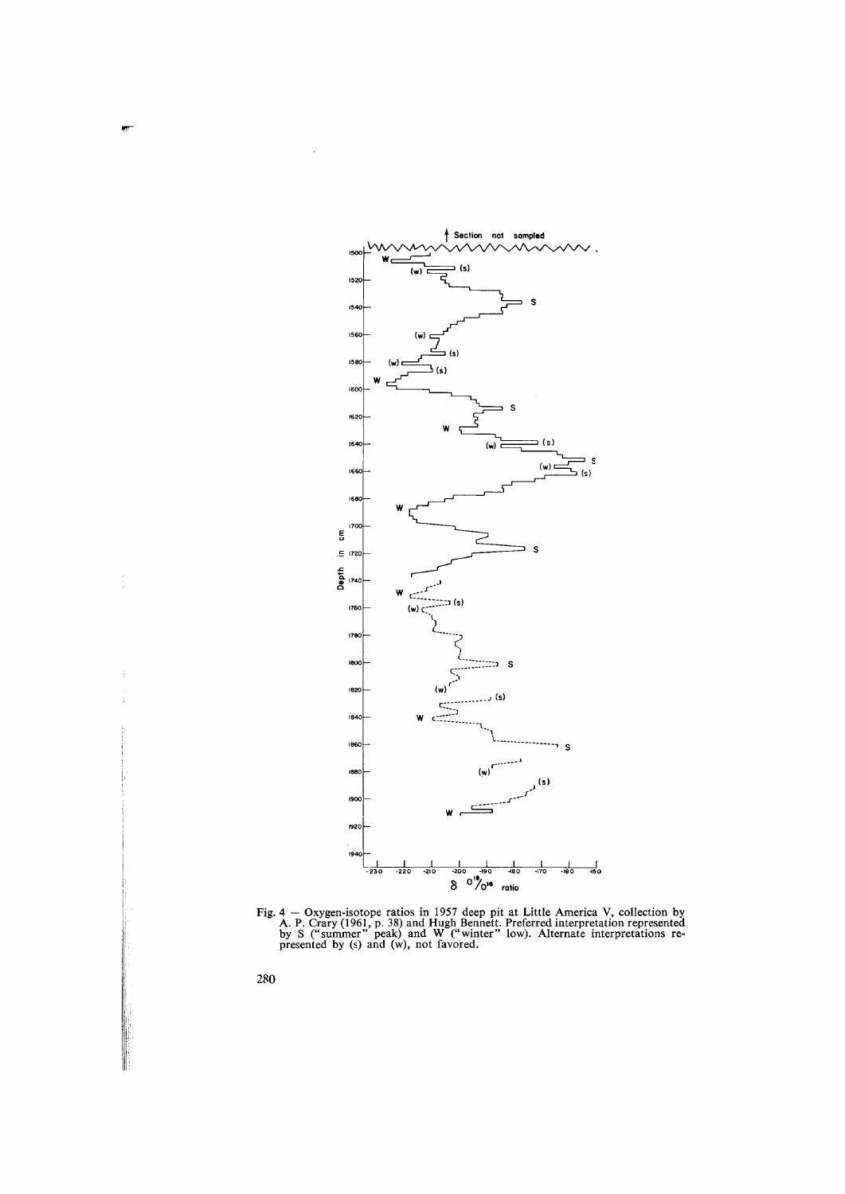Fig. 4 — Oxygen-isotope ratios in 1957 deep pit at Little America V, collection by A. P. Crary (1961, p. 38) and Hugh Bennett. Preferred interpretation represented by S ("summer" peak) and W ("winter" low). Alternate interpretations represented by (s) and (w), not favored.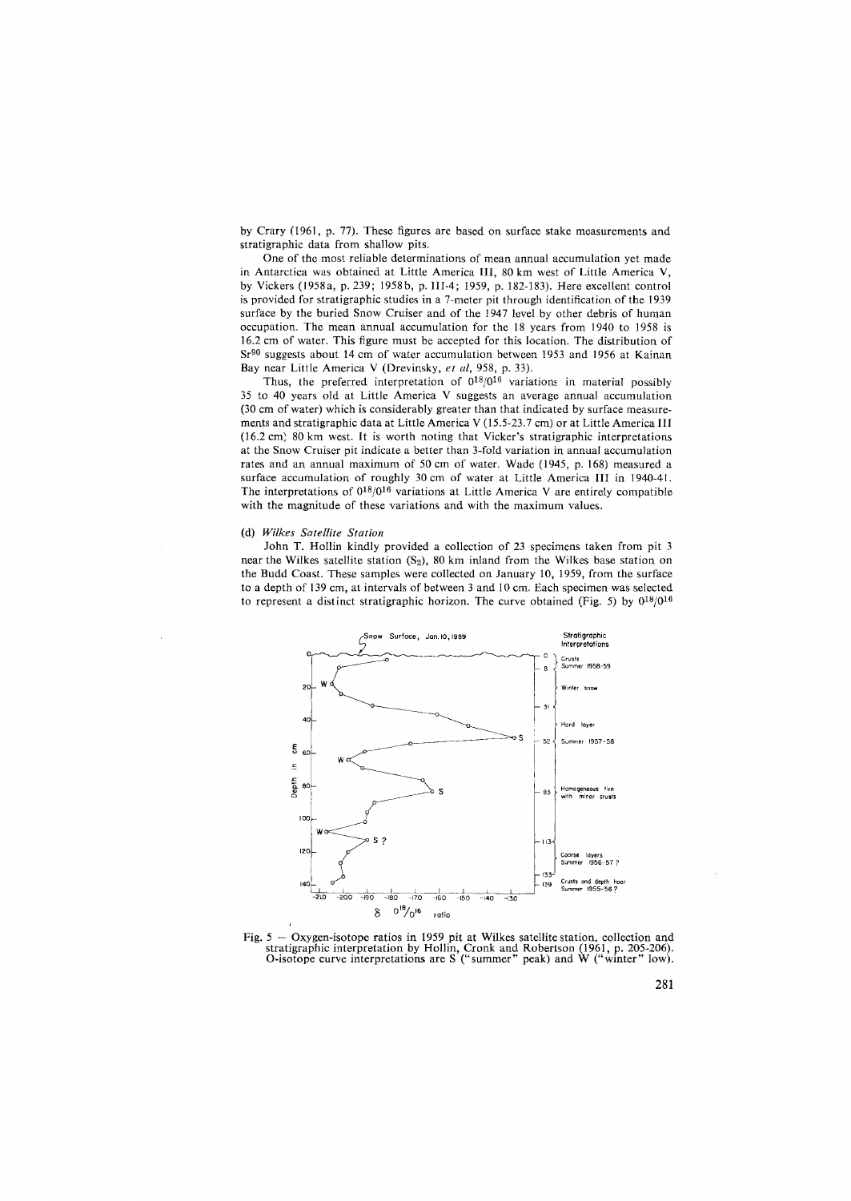by Crary (1961, p. 77). These figures are based on surface stake measurements and stratigraphic data from shallow pits.

One of the most reliable determinations of mean annual accumulation yet made in Antarctica was obtained at Little America III, 80 km west of Little America V, by Vickers (1958a, p. 239; 1958b, p. III-4; 1959, p. 182-183). Here excellent control is provided for stratigraphic studies in a 7-meter pit through identification of the 1939 surface by the buried Snow Cruiser and of the 1947 level by other debris of human occupation. The mean annual accumulation for the 18 years from 1940 to 1958 is 16.2 cm of water. This figure must be accepted for this location. The distribution of $Sr^{90}$ suggests about 14 cm of water accumulation between 1953 and 1956 at Kainan Bay near Little America V (Drevinsky, *et al*, 958, p. 33).

Thus, the preferred interpretation of $O^{18}/O^{16}$ variations in material possibly 35 to 40 years old at Little America V suggests an average annual accumulation (30 cm of water) which is considerably greater than that indicated by surface measurements and stratigraphic data at Little America V (15.5-23.7 cm) or at Little America III (16.2 cm) 80 km west. It is worth noting that Vicker's stratigraphic interpretations at the Snow Cruiser pit indicate a better than 3-fold variation in annual accumulation rates and an annual maximum of 50 cm of water. Wade (1945, p. 168) measured a surface accumulation of roughly 30 cm of water at Little America III in 1940-41. The interpretations of $O^{18}/O^{16}$ variations at Little America V are entirely compatible with the magnitude of these variations and with the maximum values.

### (d) *Wilkes Satellite Station*

John T. Hollin kindly provided a collection of 23 specimens taken from pit 3 near the Wilkes satellite station ($S_2$), 80 km inland from the Wilkes base station on the Budd Coast. These samples were collected on January 10, 1959, from the surface to a depth of 139 cm, at intervals of between 3 and 10 cm. Each specimen was selected to represent a distinct stratigraphic horizon. The curve obtained (Fig. 5) by $O^{18}/O^{16}$

Fig. 5 — Oxygen-isotope ratios in 1959 pit at Wilkes satellite station, collection and stratigraphic interpretation by Hollin, Cronk and Robertson (1961, p. 205-206). O-isotope curve interpretations are S ("summer" peak) and W ("winter" low).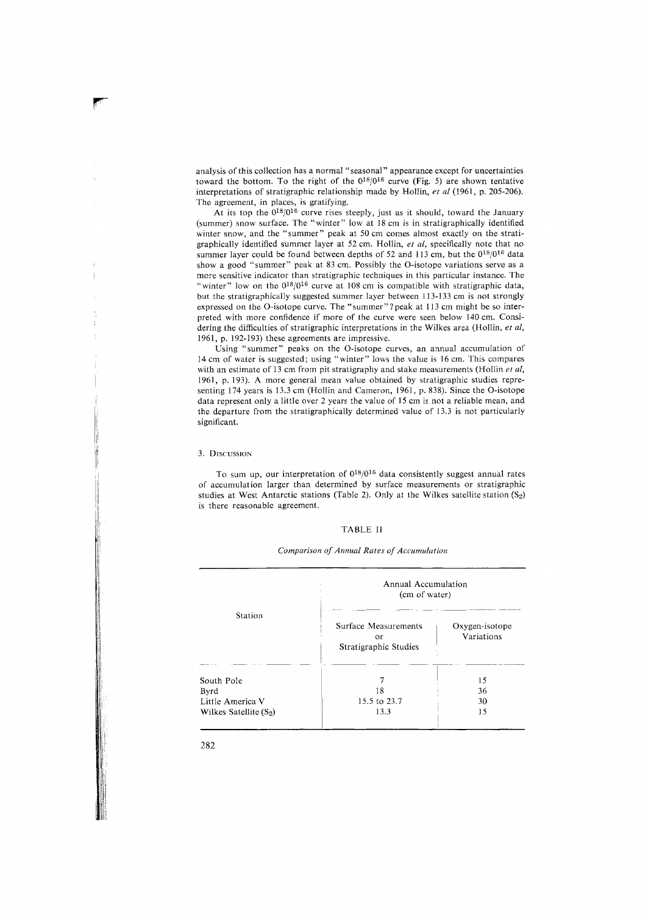analysis of this collection has a normal "seasonal" appearance except for uncertainties toward the bottom. To the right of the $O^{18}/O^{16}$ curve (Fig. 5) are shown tentative interpretations of stratigraphic relationship made by Hollin, *et al* (1961, p. 205-206). The agreement, in places, is gratifying.

At its top the $O^{18}/O^{16}$ curve rises steeply, just as it should, toward the January (summer) snow surface. The "winter" low at 18 cm is in stratigraphically identified winter snow, and the "summer" peak at 50 cm comes almost exactly on the stratigraphically identified summer layer at 52 cm. Hollin, *et al*, specifically note that no summer layer could be found between depths of 52 and 113 cm, but the $O^{18}/O^{16}$ data show a good "summer" peak at 83 cm. Possibly the O-isotope variations serve as a more sensitive indicator than stratigraphic techniques in this particular instance. The "winter" low on the $O^{18}/O^{16}$ curve at 108 cm is compatible with stratigraphic data, but the stratigraphically suggested summer layer between 113-133 cm is not strongly expressed on the O-isotope curve. The "summer"? peak at 113 cm might be so interpreted with more confidence if more of the curve were seen below 140 cm. Considering the difficulties of stratigraphic interpretations in the Wilkes area (Hollin, *et al*, 1961, p. 192-193) these agreements are impressive.

Using "summer" peaks on the O-isotope curves, an annual accumulation of 14 cm of water is suggested; using "winter" lows the value is 16 cm. This compares with an estimate of 13 cm from pit stratigraphy and stake measurements (Hollin *et al*, 1961, p. 193). A more general mean value obtained by stratigraphic studies representing 174 years is 13.3 cm (Hollin and Cameron, 1961, p. 838). Since the O-isotope data represent only a little over 2 years the value of 15 cm is not a reliable mean, and the departure from the stratigraphically determined value of 13.3 is not particularly significant.

## 3. Discussion

To sum up, our interpretation of $O^{18}/O^{16}$ data consistently suggest annual rates of accumulation larger than determined by surface measurements or stratigraphic studies at West Antarctic stations (Table 2). Only at the Wilkes satellite station ($S_2$) is there reasonable agreement.

TABLE II

*Comparison of Annual Rates of Accumulation*

| Station | Annual Accumulation (cm of water) | |
|---|---|---|
| | Surface Measurements or Stratigraphic Studies | Oxygen-isotope Variations |
| South Pole | 7 | 15 |
| Byrd | 18 | 36 |
| Little America V | 15.5 to 23.7 | 30 |
| Wilkes Satellite ($S_2$) | 13.3 | 15 |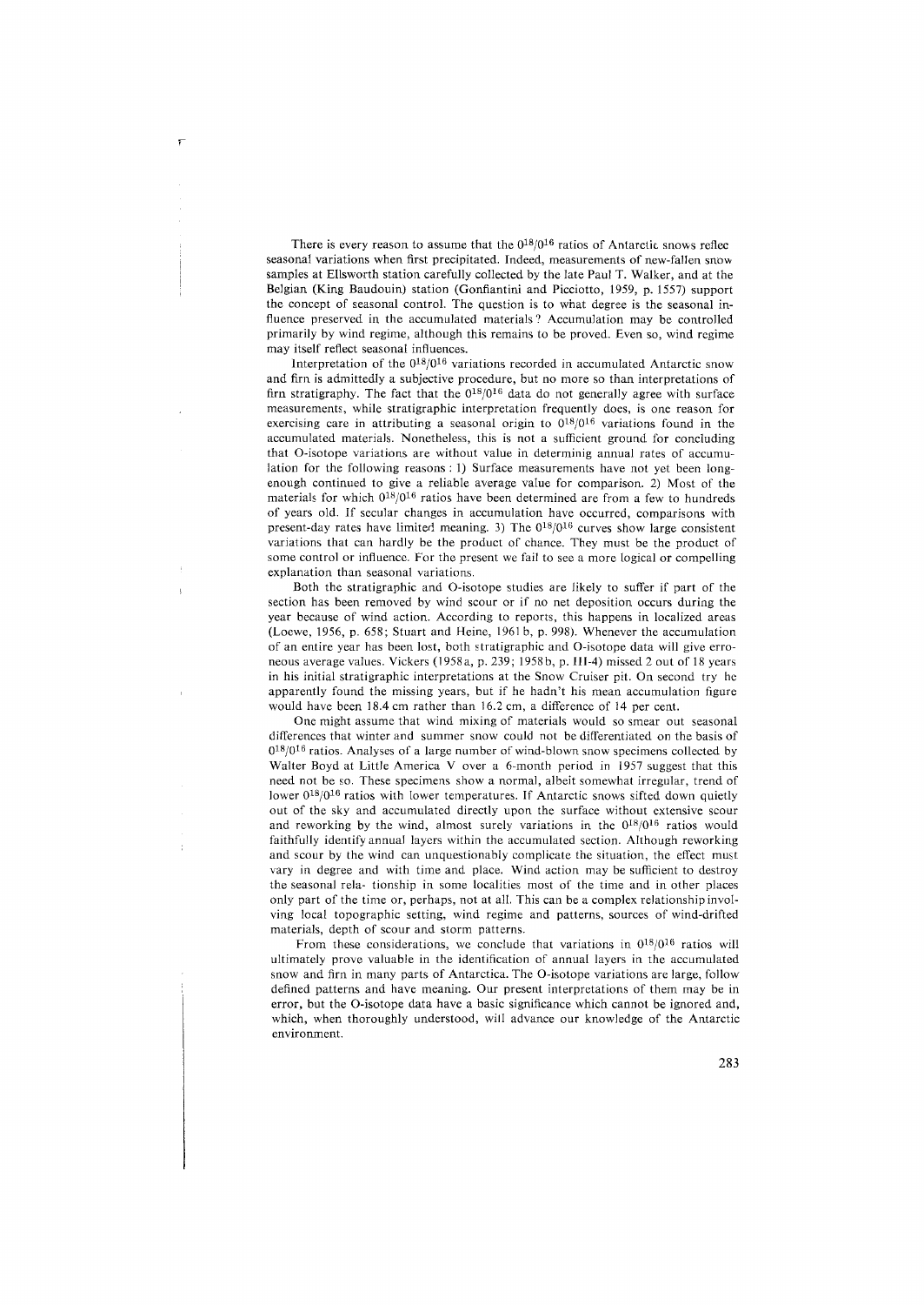There is every reason to assume that the $O^{18}/O^{16}$ ratios of Antarctic snows reflec seasonal variations when first precipitated. Indeed, measurements of new-fallen snow samples at Ellsworth station carefully collected by the late Paul T. Walker, and at the Belgian (King Baudouin) station (Gonfiantini and Picciotto, 1959, p. 1557) support the concept of seasonal control. The question is to what degree is the seasonal influence preserved in the accumulated materials? Accumulation may be controlled primarily by wind regime, although this remains to be proved. Even so, wind regime may itself reflect seasonal influences.

Interpretation of the $O^{18}/O^{16}$ variations recorded in accumulated Antarctic snow and firn is admittedly a subjective procedure, but no more so than interpretations of firn stratigraphy. The fact that the $O^{18}/O^{16}$ data do not generally agree with surface measurements, while stratigraphic interpretation frequently does, is one reason for exercising care in attributing a seasonal origin to $O^{18}/O^{16}$ variations found in the accumulated materials. Nonetheless, this is not a sufficient ground for concluding that O-isotope variations are without value in determinig annual rates of accumulation for the following reasons: 1) Surface measurements have not yet been long-enough continued to give a reliable average value for comparison. 2) Most of the materials for which $O^{18}/O^{16}$ ratios have been determined are from a few to hundreds of years old. If secular changes in accumulation have occurred, comparisons with present-day rates have limited meaning. 3) The $O^{18}/O^{16}$ curves show large consistent variations that can hardly be the product of chance. They must be the product of some control or influence. For the present we fail to see a more logical or compelling explanation than seasonal variations.

Both the stratigraphic and O-isotope studies are likely to suffer if part of the section has been removed by wind scour or if no net deposition occurs during the year because of wind action. According to reports, this happens in localized areas (Loewe, 1956, p. 658; Stuart and Heine, 1961 b, p. 998). Whenever the accumulation of an entire year has been lost, both stratigraphic and O-isotope data will give erroneous average values. Vickers (1958 a, p. 239; 1958 b, p. III-4) missed 2 out of 18 years in his initial stratigraphic interpretations at the Snow Cruiser pit. On second try he apparently found the missing years, but if he hadn't his mean accumulation figure would have been 18.4 cm rather than 16.2 cm, a difference of 14 per cent.

One might assume that wind mixing of materials would so smear out seasonal differences that winter and summer snow could not be differentiated on the basis of $O^{18}/O^{16}$ ratios. Analyses of a large number of wind-blown snow specimens collected by Walter Boyd at Little America V over a 6-month period in 1957 suggest that this need not be so. These specimens show a normal, albeit somewhat irregular, trend of lower $O^{18}/O^{16}$ ratios with lower temperatures. If Antarctic snows sifted down quietly out of the sky and accumulated directly upon the surface without extensive scour and reworking by the wind, almost surely variations in the $O^{18}/O^{16}$ ratios would faithfully identify annual layers within the accumulated section. Although reworking and scour by the wind can unquestionably complicate the situation, the effect must vary in degree and with time and place. Wind action may be sufficient to destroy the seasonal rela- tionship in some localities most of the time and in other places only part of the time or, perhaps, not at all. This can be a complex relationship involving local topographic setting, wind regime and patterns, sources of wind-drifted materials, depth of scour and storm patterns.

From these considerations, we conclude that variations in $O^{18}/O^{16}$ ratios will ultimately prove valuable in the identification of annual layers in the accumulated snow and firn in many parts of Antarctica. The O-isotope variations are large, follow defined patterns and have meaning. Our present interpretations of them may be in error, but the O-isotope data have a basic significance which cannot be ignored and, which, when thoroughly understood, will advance our knowledge of the Antarctic environment.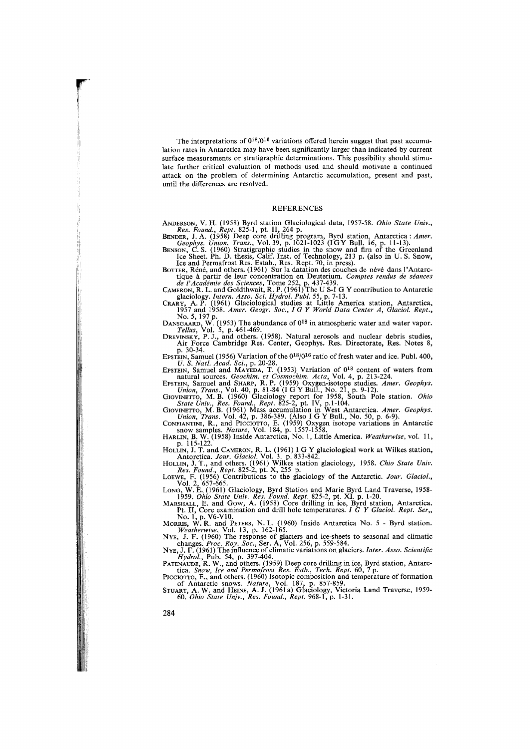The interpretations of $O^{18}/O^{16}$ variations offered herein suggest that past accumulation rates in Antarctica may have been significantly larger than indicated by current surface measurements or stratigraphic determinations. This possibility should stimulate further critical evaluation of methods used and should motivate a continued attack on the problem of determining Antarctic accumulation, present and past, until the differences are resolved.

## REFERENCES

ANDERSON, V. H. (1958) Byrd station Glaciological data, 1957-58. *Ohio State Univ., Res. Found., Rept.* 825-1, pt. II, 264 p.

BENDER, J. A. (1958) Deep core drilling program, Byrd station, Antarctica : *Amer. Geophys. Union, Trans.*, Vol. 39, p. 1021-1023 (I G Y Bull. 16, p. 11-13).

BENSON, C. S. (1960) Stratigraphic studies in the snow and firn of the Greenland Ice Sheet. Ph. D. thesis, Calif. Inst. of Technology, 213 p. (also in U. S. Snow, Ice and Permafrost Res. Estab., Res. Rept. 70, in press).

BOTTER, Réné, and others. (1961) Sur la datation des couches de névé dans l'Antarctique à partir de leur concentration en Deuterium. *Comptes rendus de séances de l'Académie des Sciences*, Tome 252, p. 437-439.

CAMERON, R. L. and Goldthwait, R. P. (1961) The U S-I G Y contribution to Antarctic glaciology. *Intern. Asso. Sci. Hydrol. Publ.* 55, p. 7-13.

CRARY, A. P. (1961) Glaciological studies at Little America station, Antarctica, 1957 and 1958. *Amer. Geogr. Soc., I G Y World Data Center A, Glaciol. Rept.*, No. 5, 197 p.

DANSGAARD, W. (1953) The abundance of $O^{18}$ in atmospheric water and water vapor. *Tellus*, Vol. 5, p. 461-469.

DREVINSKY, P. J., and others. (1958). Natural aerosols and nuclear debris studies, Air Force Cambridge Res. Center, Geophys. Res. Directorate, Res. Notes 8, p. 30-34.

EPSTEIN, Samuel (1956) Variation of the $O^{18}/O^{16}$ ratio of fresh water and ice. Publ. 400, *U. S. Natl. Acad. Sci.*, p. 20-28.

EPSTEIN, Samuel and MAYEDA, T. (1953) Variation of $O^{18}$ content of waters from natural sources. *Geochim. et Cosmochim. Acta*, Vol. 4, p. 213-224.

EPSTEIN, Samuel and SHARP, R. P. (1959) Oxygen-isotope studies. *Amer. Geophys. Union, Trans.*, Vol. 40, p. 81-84 (I G Y Bull., No. 21, p. 9-12).

GIOVINETTO, M. B. (1960) Glaciology report for 1958, South Pole station. *Ohio State Univ., Res. Found., Rept.* 825-2, pt. IV, p.1-104.

GIOVINETTO, M. B. (1961) Mass accumulation in West Antarctica. *Amer. Geophys. Union, Trans.* Vol. 42, p. 386-389. (Also I G Y Bull., No. 50, p. 6-9).

CONFIANTINI, R., and PICCIOTTO, E. (1959) Oxygen isotope variations in Antarctic snow samples. *Nature*, Vol. 184, p. 1557-1558.

HARLIN, B. W. (1958) Inside Antarctica, No. 1, Little America. *Weathsrwise*, vol. 11, p. 115-122.

HOLLIN, J. T. and CAMERON, R. L. (1961) I G Y glaciological work at Wilkes station, Antorctica. *Jour. Glaciol.* Vol. 3. p. 833-842.

HOLLIN, J. T., and others. (1961) Wilkes station glaciology, 1958. *Chio State Univ. Res. Found., Rept.* 825-2, pt. X, 255 p.

LOEWE, F. (1956) Contributions to the glaciology of the Antarctic. *Jour. Glaciol.*, Vol. 2, 657-665.

LONG, W. E. (1961) Glaciology, Byrd Station and Marie Byrd Land Traverse, 1958-1959. *Ohio State Univ. Res. Found. Rept.* 825-2, pt. XI. p. 1-20.

MARSHALL, E. and Gow, A. (1958) Core drilling in ice, Byrd station, Antarctica. Pt. II, Core examination and drill hole temperatures. *I G Y Glaciol. Rept. Ser.*,, No. 1, p. V6-V10.

MORRIS, W. R. and PETERS, N. L. (1960) Inside Antarctica No. 5 - Byrd station. *Weatherwise*, Vol. 13, p. 162-165.

NYE, J. F. (1960) The response of glaciers and ice-sheets to seasonal and climatic changes. *Proc. Roy. Soc.*, Ser. A, Vol. 256, p. 559-584.

NYE, J. F. (1961) The influence of climatic variations on glaciers. *Inter. Asso. Scientific Hydrol.*, Pub. 54, p. 397-404.

PATENAUDE, R. W., and others. (1959) Deep core drilling in ice, Byrd station, Antarctica. *Snow, Ice and Permafrost Res. Estb., Tech. Rept.* 60, 7 p.

PICCIOTTO, E., and others. (1960) Isotopic composition and temperature of formation of Antarctic snows. *Nature*, Vol. 187, p. 857-859.

STUART, A. W. and HEINE, A. J. (1961a) Glaciology, Victoria Land Traverse, 1959-60. *Ohio State Univ., Res. Found., Rept.* 968-1, p. 1-31.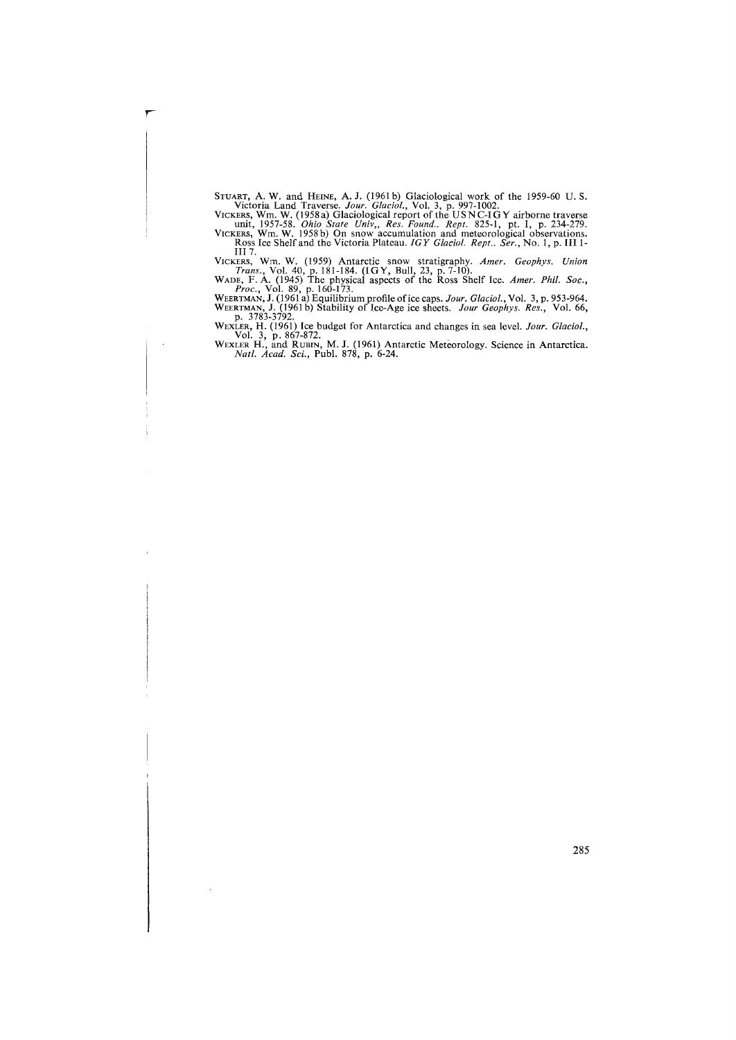STUART, A. W. and HEINE, A. J. (1961 b) Glaciological work of the 1959-60 U. S. Victoria Land Traverse. *Jour. Glaciol.*, Vol. 3, p. 997-1002.

VICKERS, Wm. W. (1958 a) Glaciological report of the USNC-IGY airborne traverse unit, 1957-58. *Ohio State Univ,, Res. Found.. Rept.* 825-1, pt. I, p. 234-279.

VICKERS, Wm. W. 1958 b) On snow accumulation and meteorological observations. Ross Ice Shelf and the Victoria Plateau. *IGY Glaciol. Rept.. Ser.*, No. 1, p. III 1-III 7.

VICKERS, Wm. W. (1959) Antarctic snow stratigraphy. *Amer. Geophys. Union Trans.*, Vol. 40, p. 181-184. (IGY, Bull, 23, p. 7-10).

WADE, F. A. (1945) The physical aspects of the Ross Shelf Ice. *Amer. Phil. Soc., Proc.*, Vol. 89, p. 160-173.

WEERTMAN, J. (1961 a) Equilibrium profile of ice caps. *Jour. Glaciol.*, Vol. 3, p. 953-964.

WEERTMAN, J. (1961 b) Stability of Ice-Age ice sheets. *Jour Geophys. Res.*, Vol. 66, p. 3783-3792.

WEXLER, H. (1961) Ice budget for Antarctica and changes in sea level. *Jour. Glaciol.*, Vol. 3, p. 867-872.

WEXLER H., and RUBIN, M. J. (1961) Antarctic Meteorology. Science in Antarctica. *Natl. Acad. Sci.*, Publ. 878, p. 6-24.